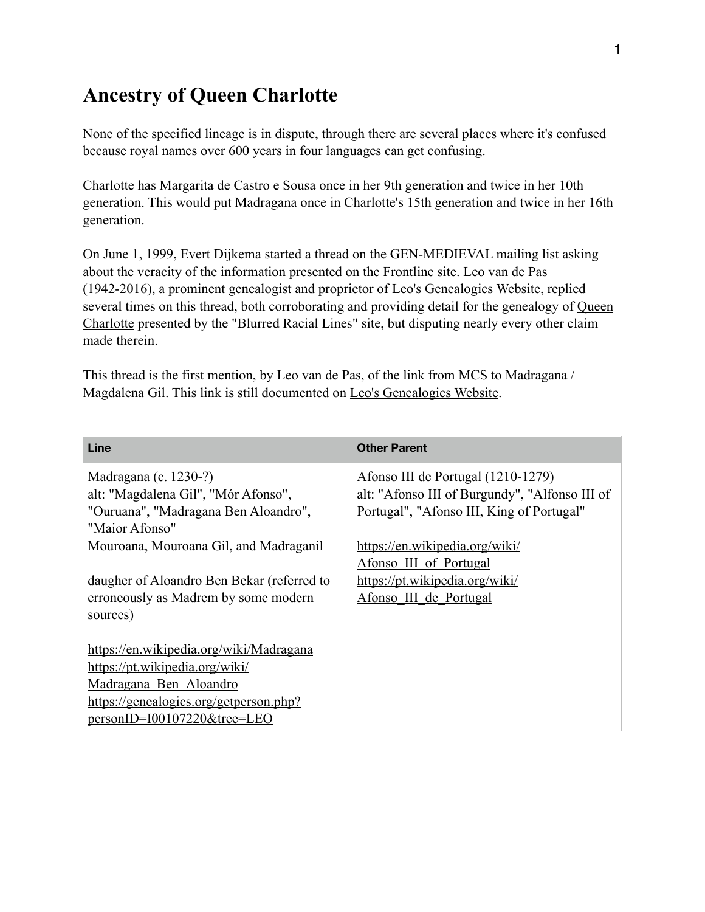# Ancestry of Queen Charlotte

None of the specified lineage is in dispute, through there are several places where it's confused because royal names over 600 years in four languages can get confusing.

Charlotte has Margarita de Castro e Sousa once in her 9th generation and twice in her 10th generation. This would put Madragana once in Charlotte's 15th generation and twice in her 16th generation.

On June 1, 1999, Evert Dijkema started a thread on the GEN-MEDIEVAL mailing list asking about the veracity of the information presented on the Frontline site. Leo van de Pas (1942-2016), a prominent genealogist and proprietor of Leo's Genealogics Website, replied several times on this thread, both corroborating and providing detail for the genealogy of Queen Charlotte presented by the "Blurred Racial Lines" site, but disputing nearly every other claim made therein.

This thread is the first mention, by Leo van de Pas, of the link from MCS to Madragana / Magdalena Gil. This link is still documented on Leo's Genealogics Website.

| Line | Other Parent |
|---|---|
| Madragana (c. 1230-?)<br>alt: "Magdalena Gil", "Mór Afonso", "Ouruana", "Madragana Ben Aloandro", "Maior Afonso"<br>Mouroana, Mouroana Gil, and Madraganil<br><br>daugher of Aloandro Ben Bekar (referred to erroneously as Madrem by some modern sources)<br><br>https://en.wikipedia.org/wiki/Madragana<br>https://pt.wikipedia.org/wiki/Madragana_Ben_Aloandro<br>https://genealogics.org/getperson.php?personID=I00107220&tree=LEO | Afonso III de Portugal (1210-1279)<br>alt: "Afonso III of Burgundy", "Alfonso III of Portugal", "Afonso III, King of Portugal"<br><br>https://en.wikipedia.org/wiki/Afonso_III_of_Portugal<br>https://pt.wikipedia.org/wiki/Afonso_III_de_Portugal |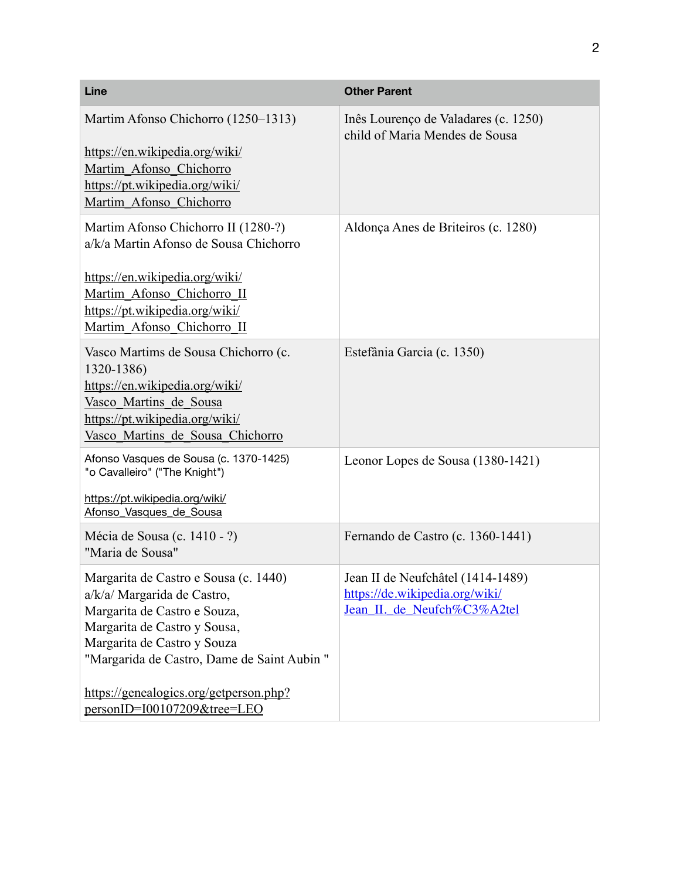| Line | Other Parent |
|---|---|
| Martim Afonso Chichorro (1250–1313)<br><br>https://en.wikipedia.org/wiki/Martim_Afonso_Chichorro<br>https://pt.wikipedia.org/wiki/Martim_Afonso_Chichorro | Inês Lourenço de Valadares (c. 1250) child of Maria Mendes de Sousa |
| Martim Afonso Chichorro II (1280-?)<br>a/k/a Martin Afonso de Sousa Chichorro<br><br>https://en.wikipedia.org/wiki/Martim_Afonso_Chichorro_II<br>https://pt.wikipedia.org/wiki/Martim_Afonso_Chichorro_II | Aldonça Anes de Briteiros (c. 1280) |
| Vasco Martims de Sousa Chichorro (c. 1320-1386)<br>https://en.wikipedia.org/wiki/Vasco_Martins_de_Sousa<br>https://pt.wikipedia.org/wiki/Vasco_Martins_de_Sousa_Chichorro | Estefânia Garcia (c. 1350) |
| Afonso Vasques de Sousa (c. 1370-1425)<br>"o Cavalleiro" ("The Knight")<br><br>https://pt.wikipedia.org/wiki/Afonso_Vasques_de_Sousa | Leonor Lopes de Sousa (1380-1421) |
| Mécia de Sousa (c. 1410 - ?)<br>"Maria de Sousa" | Fernando de Castro (c. 1360-1441) |
| Margarita de Castro e Sousa (c. 1440)<br>a/k/a/ Margarida de Castro,<br>Margarita de Castro e Souza,<br>Margarita de Castro y Sousa,<br>Margarita de Castro y Souza<br>"Margarida de Castro, Dame de Saint Aubin "<br><br>https://genealogics.org/getperson.php?personID=I00107209&tree=LEO | Jean II de Neufchâtel (1414-1489)<br>https://de.wikipedia.org/wiki/Jean_II._de_Neufch%C3%A2tel |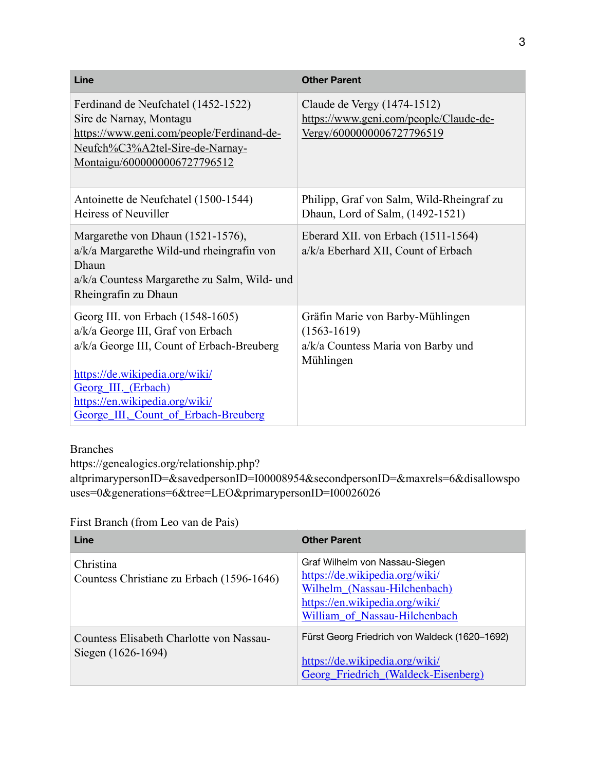| Line | Other Parent |
| --- | --- |
| Ferdinand de Neufchatel (1452-1522)<br>Sire de Narnay, Montagu<br>https://www.geni.com/people/Ferdinand-de-Neufch%C3%A2tel-Sire-de-Narnay-Montaigu/6000000006727796512 | Claude de Vergy (1474-1512)<br>https://www.geni.com/people/Claude-de-Vergy/6000000006727796519 |
| Antoinette de Neufchatel (1500-1544)<br>Heiress of Neuviller | Philipp, Graf von Salm, Wild-Rheingraf zu Dhaun, Lord of Salm, (1492-1521) |
| Margarethe von Dhaun (1521-1576),<br>a/k/a Margarethe Wild-und rheingrafin von Dhaun<br>a/k/a Countess Margarethe zu Salm, Wild- und Rheingrafin zu Dhaun | Eberard XII. von Erbach (1511-1564)<br>a/k/a Eberhard XII, Count of Erbach |
| Georg III. von Erbach (1548-1605)<br>a/k/a George III, Graf von Erbach<br>a/k/a George III, Count of Erbach-Breuberg<br><br>https://de.wikipedia.org/wiki/Georg_III._(Erbach)<br>https://en.wikipedia.org/wiki/George_III,_Count_of_Erbach-Breuberg | Gräfin Marie von Barby-Mühlingen (1563-1619)<br>a/k/a Countess Maria von Barby und Mühlingen |

Branches
https://genealogics.org/relationship.php?altprimarypersonID=&savedpersonID=I00008954&secondpersonID=&maxrels=6&disallowspouses=0&generations=6&tree=LEO&primarypersonID=I00026026

First Branch (from Leo van de Pais)

| Line | Other Parent |
| --- | --- |
| Christina<br>Countess Christiane zu Erbach (1596-1646) | Graf Wilhelm von Nassau-Siegen<br>https://de.wikipedia.org/wiki/Wilhelm_(Nassau-Hilchenbach)<br>https://en.wikipedia.org/wiki/William_of_Nassau-Hilchenbach |
| Countess Elisabeth Charlotte von Nassau-Siegen (1626-1694) | Fürst Georg Friedrich von Waldeck (1620–1692)<br><br>https://de.wikipedia.org/wiki/Georg_Friedrich_(Waldeck-Eisenberg) |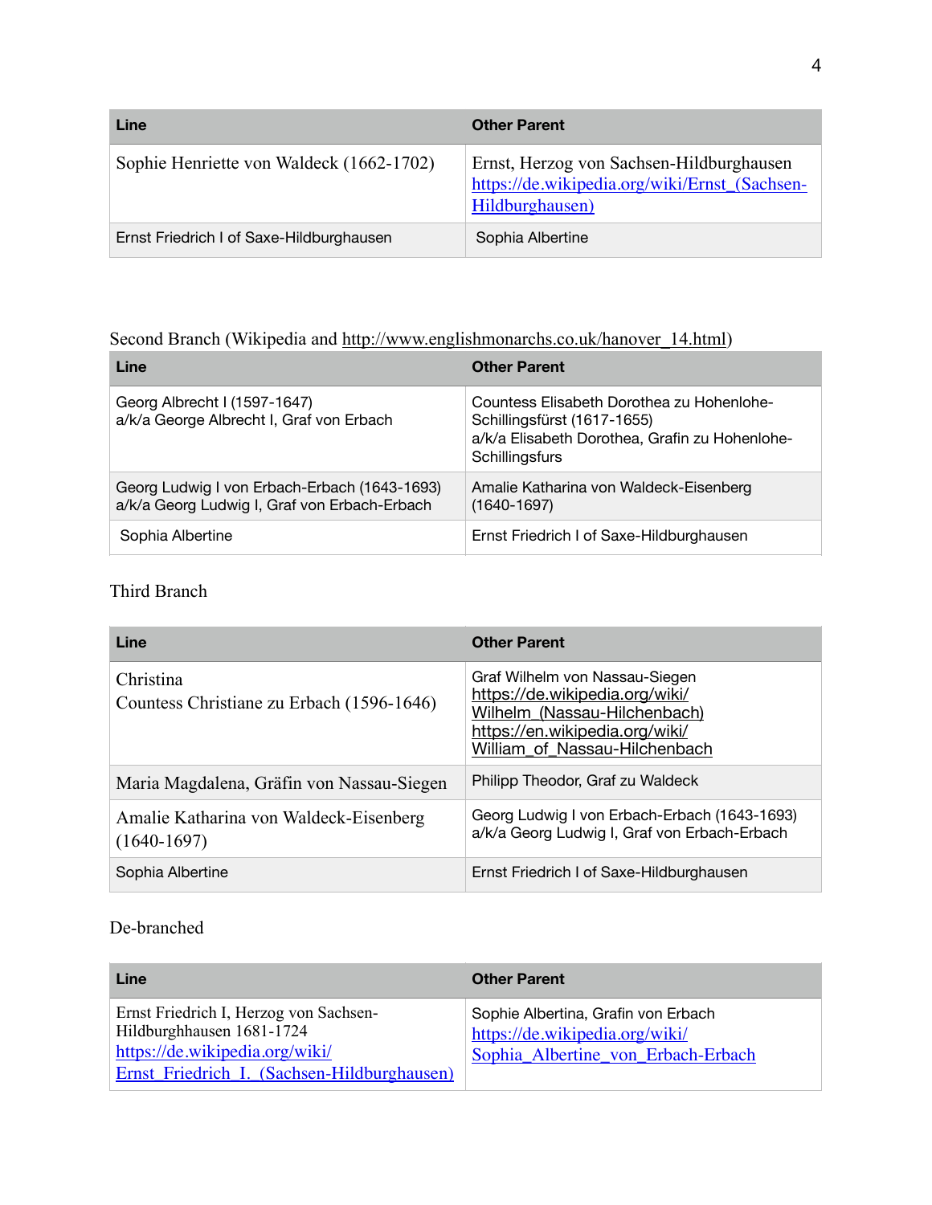| Line | Other Parent |
| --- | --- |
| Sophie Henriette von Waldeck (1662-1702) | Ernst, Herzog von Sachsen-Hildburghausen https://de.wikipedia.org/wiki/Ernst_(Sachsen-Hildburghausen) |
| Ernst Friedrich I of Saxe-Hildburghausen | Sophia Albertine |

Second Branch (Wikipedia and http://www.englishmonarchs.co.uk/hanover_14.html)

| Line | Other Parent |
| --- | --- |
| Georg Albrecht I (1597-1647)<br>a/k/a George Albrecht I, Graf von Erbach | Countess Elisabeth Dorothea zu Hohenlohe-Schillingsfürst (1617-1655)<br>a/k/a Elisabeth Dorothea, Grafin zu Hohenlohe-Schillingsfurs |
| Georg Ludwig I von Erbach-Erbach (1643-1693)<br>a/k/a Georg Ludwig I, Graf von Erbach-Erbach | Amalie Katharina von Waldeck-Eisenberg (1640-1697) |
| Sophia Albertine | Ernst Friedrich I of Saxe-Hildburghausen |

Third Branch

| Line | Other Parent |
| --- | --- |
| Christina<br>Countess Christiane zu Erbach (1596-1646) | Graf Wilhelm von Nassau-Siegen<br>https://de.wikipedia.org/wiki/Wilhelm_(Nassau-Hilchenbach)<br>https://en.wikipedia.org/wiki/William_of_Nassau-Hilchenbach |
| Maria Magdalena, Gräfin von Nassau-Siegen | Philipp Theodor, Graf zu Waldeck |
| Amalie Katharina von Waldeck-Eisenberg (1640-1697) | Georg Ludwig I von Erbach-Erbach (1643-1693)<br>a/k/a Georg Ludwig I, Graf von Erbach-Erbach |
| Sophia Albertine | Ernst Friedrich I of Saxe-Hildburghausen |

De-branched

| Line | Other Parent |
| --- | --- |
| Ernst Friedrich I, Herzog von Sachsen-Hildburghhausen 1681-1724<br>https://de.wikipedia.org/wiki/Ernst_Friedrich_I._(Sachsen-Hildburghausen) | Sophie Albertina, Grafin von Erbach<br>https://de.wikipedia.org/wiki/Sophia_Albertine_von_Erbach-Erbach |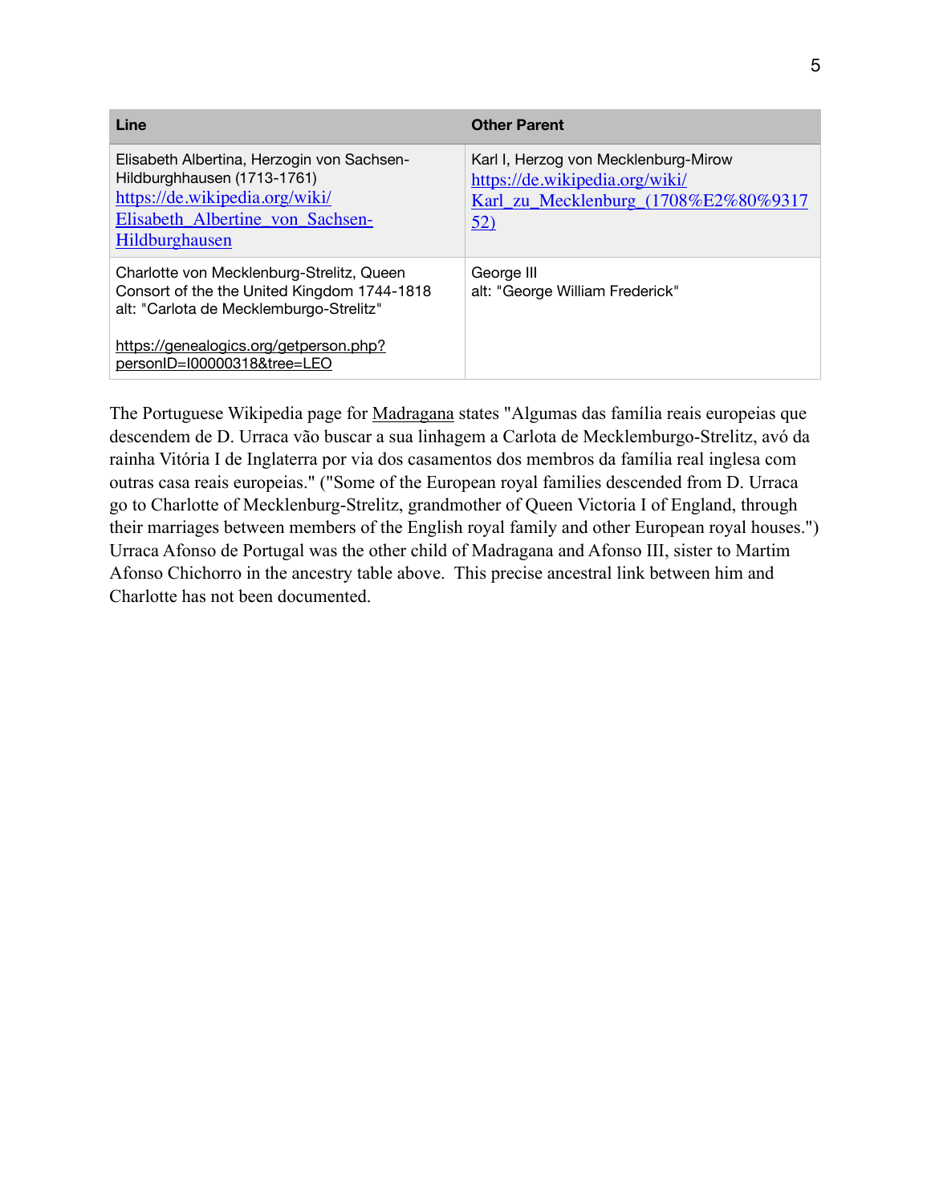| Line | Other Parent |
| --- | --- |
| Elisabeth Albertina, Herzogin von Sachsen-Hildburghhausen (1713-1761) https://de.wikipedia.org/wiki/Elisabeth_Albertine_von_Sachsen-Hildburghausen | Karl I, Herzog von Mecklenburg-Mirow https://de.wikipedia.org/wiki/Karl_zu_Mecklenburg_(1708%E2%80%931752) |
| Charlotte von Mecklenburg-Strelitz, Queen Consort of the the United Kingdom 1744-1818 alt: "Carlota de Mecklemburgo-Strelitz"<br><br>https://genealogics.org/getperson.php?personID=I00000318&tree=LEO | George III alt: "George William Frederick" |

The Portuguese Wikipedia page for Madragana states "Algumas das família reais europeias que descendem de D. Urraca vão buscar a sua linhagem a Carlota de Mecklemburgo-Strelitz, avó da rainha Vitória I de Inglaterra por via dos casamentos dos membros da família real inglesa com outras casa reais europeias." ("Some of the European royal families descended from D. Urraca go to Charlotte of Mecklenburg-Strelitz, grandmother of Queen Victoria I of England, through their marriages between members of the English royal family and other European royal houses.") Urraca Afonso de Portugal was the other child of Madragana and Afonso III, sister to Martim Afonso Chichorro in the ancestry table above. This precise ancestral link between him and Charlotte has not been documented.